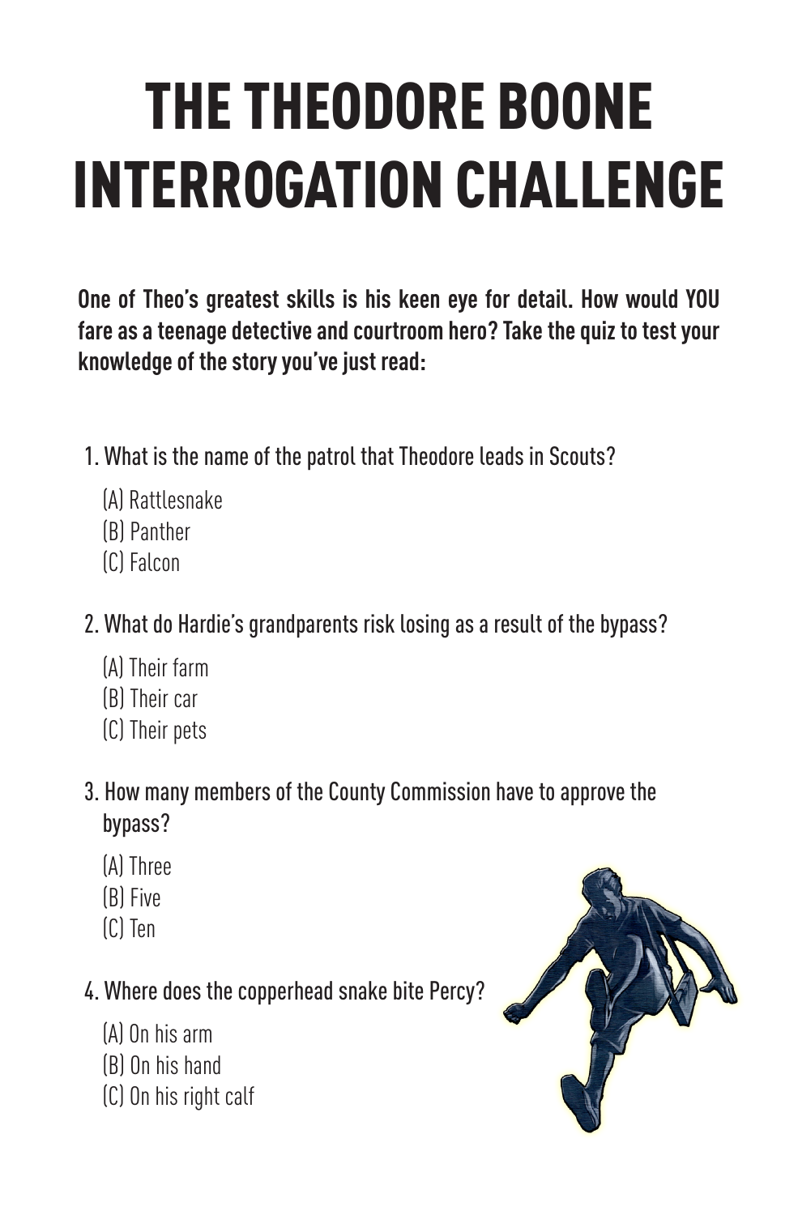# THE THEODORE BOONE INTERROGATION CHALLENGE

**One of Theo's greatest skills is his keen eye for detail. How would YOU fare as a teenage detective and courtroom hero? Take the quiz to test your knowledge of the story you've just read:**

1. What is the name of the patrol that Theodore leads in Scouts?

   (A) Rattlesnake
   (B) Panther
   (C) Falcon

2. What do Hardie's grandparents risk losing as a result of the bypass?

   (A) Their farm
   (B) Their car
   (C) Their pets

3. How many members of the County Commission have to approve the bypass?

   (A) Three
   (B) Five
   (C) Ten

4. Where does the copperhead snake bite Percy?

   (A) On his arm
   (B) On his hand
   (C) On his right calf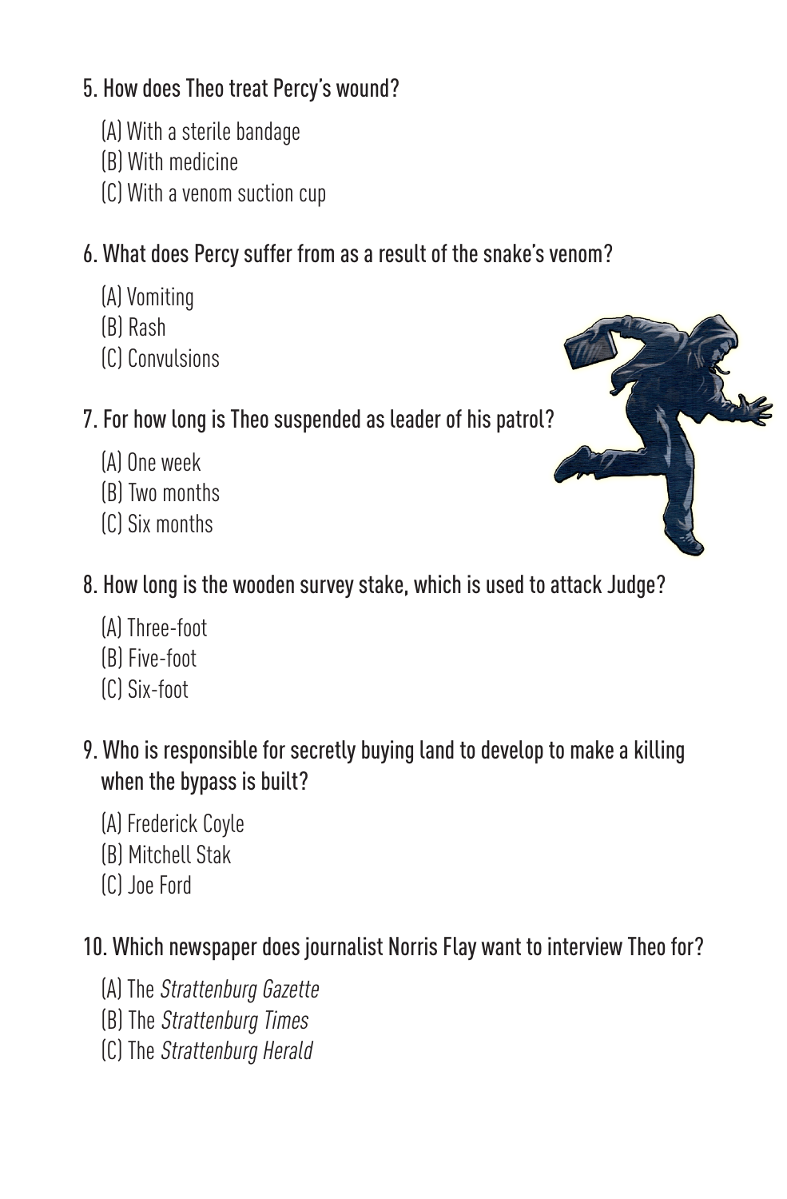5. How does Theo treat Percy's wound?

(A) With a sterile bandage
(B) With medicine
(C) With a venom suction cup

6. What does Percy suffer from as a result of the snake's venom?

(A) Vomiting
(B) Rash
(C) Convulsions

7. For how long is Theo suspended as leader of his patrol?

(A) One week
(B) Two months
(C) Six months

8. How long is the wooden survey stake, which is used to attack Judge?

(A) Three-foot
(B) Five-foot
(C) Six-foot

9. Who is responsible for secretly buying land to develop to make a killing when the bypass is built?

(A) Frederick Coyle
(B) Mitchell Stak
(C) Joe Ford

10. Which newspaper does journalist Norris Flay want to interview Theo for?

(A) The *Strattenburg Gazette*
(B) The *Strattenburg Times*
(C) The *Strattenburg Herald*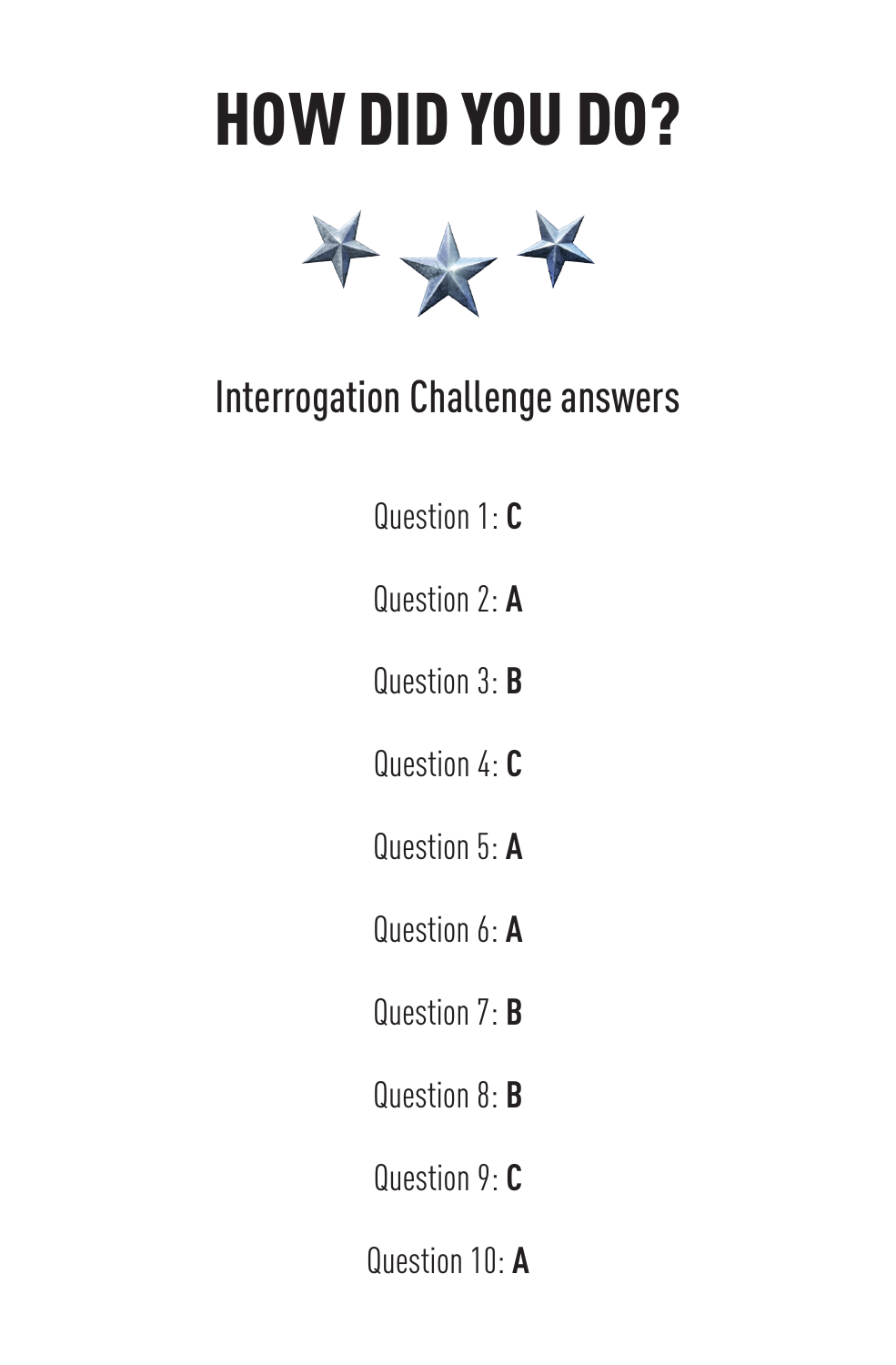# HOW DID YOU DO?

## Interrogation Challenge answers

Question 1: **C**

Question 2: **A**

Question 3: **B**

Question 4: **C**

Question 5: **A**

Question 6: **A**

Question 7: **B**

Question 8: **B**

Question 9: **C**

Question 10: **A**